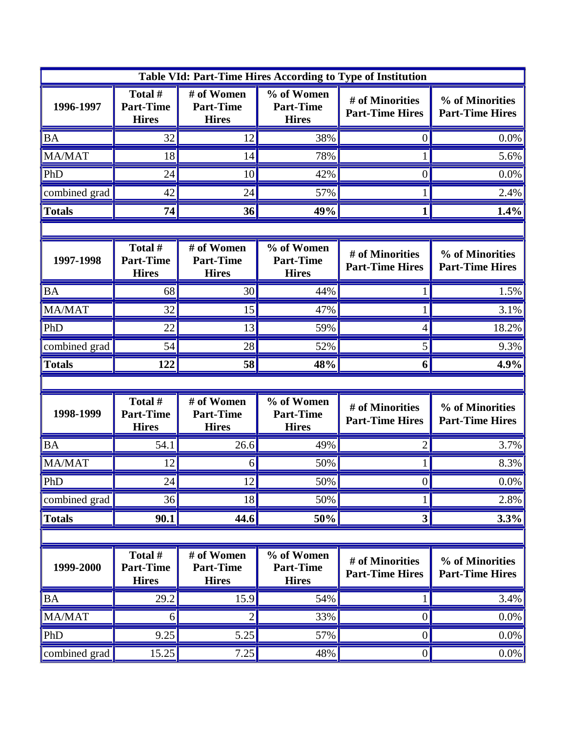**Table VId: Part-Time Hires According to Type of Institution**

| 1996-1997 | Total # Part-Time Hires | # of Women Part-Time Hires | % of Women Part-Time Hires | # of Minorities Part-Time Hires | % of Minorities Part-Time Hires |
|---|---|---|---|---|---|
| BA | 32 | 12 | 38% | 0 | 0.0% |
| MA/MAT | 18 | 14 | 78% | 1 | 5.6% |
| PhD | 24 | 10 | 42% | 0 | 0.0% |
| combined grad | 42 | 24 | 57% | 1 | 2.4% |
| **Totals** | **74** | **36** | **49%** | **1** | **1.4%** |

| 1997-1998 | Total # Part-Time Hires | # of Women Part-Time Hires | % of Women Part-Time Hires | # of Minorities Part-Time Hires | % of Minorities Part-Time Hires |
|---|---|---|---|---|---|
| BA | 68 | 30 | 44% | 1 | 1.5% |
| MA/MAT | 32 | 15 | 47% | 1 | 3.1% |
| PhD | 22 | 13 | 59% | 4 | 18.2% |
| combined grad | 54 | 28 | 52% | 5 | 9.3% |
| **Totals** | **122** | **58** | **48%** | **6** | **4.9%** |

| 1998-1999 | Total # Part-Time Hires | # of Women Part-Time Hires | % of Women Part-Time Hires | # of Minorities Part-Time Hires | % of Minorities Part-Time Hires |
|---|---|---|---|---|---|
| BA | 54.1 | 26.6 | 49% | 2 | 3.7% |
| MA/MAT | 12 | 6 | 50% | 1 | 8.3% |
| PhD | 24 | 12 | 50% | 0 | 0.0% |
| combined grad | 36 | 18 | 50% | 1 | 2.8% |
| **Totals** | **90.1** | **44.6** | **50%** | **3** | **3.3%** |

| 1999-2000 | Total # Part-Time Hires | # of Women Part-Time Hires | % of Women Part-Time Hires | # of Minorities Part-Time Hires | % of Minorities Part-Time Hires |
|---|---|---|---|---|---|
| BA | 29.2 | 15.9 | 54% | 1 | 3.4% |
| MA/MAT | 6 | 2 | 33% | 0 | 0.0% |
| PhD | 9.25 | 5.25 | 57% | 0 | 0.0% |
| combined grad | 15.25 | 7.25 | 48% | 0 | 0.0% |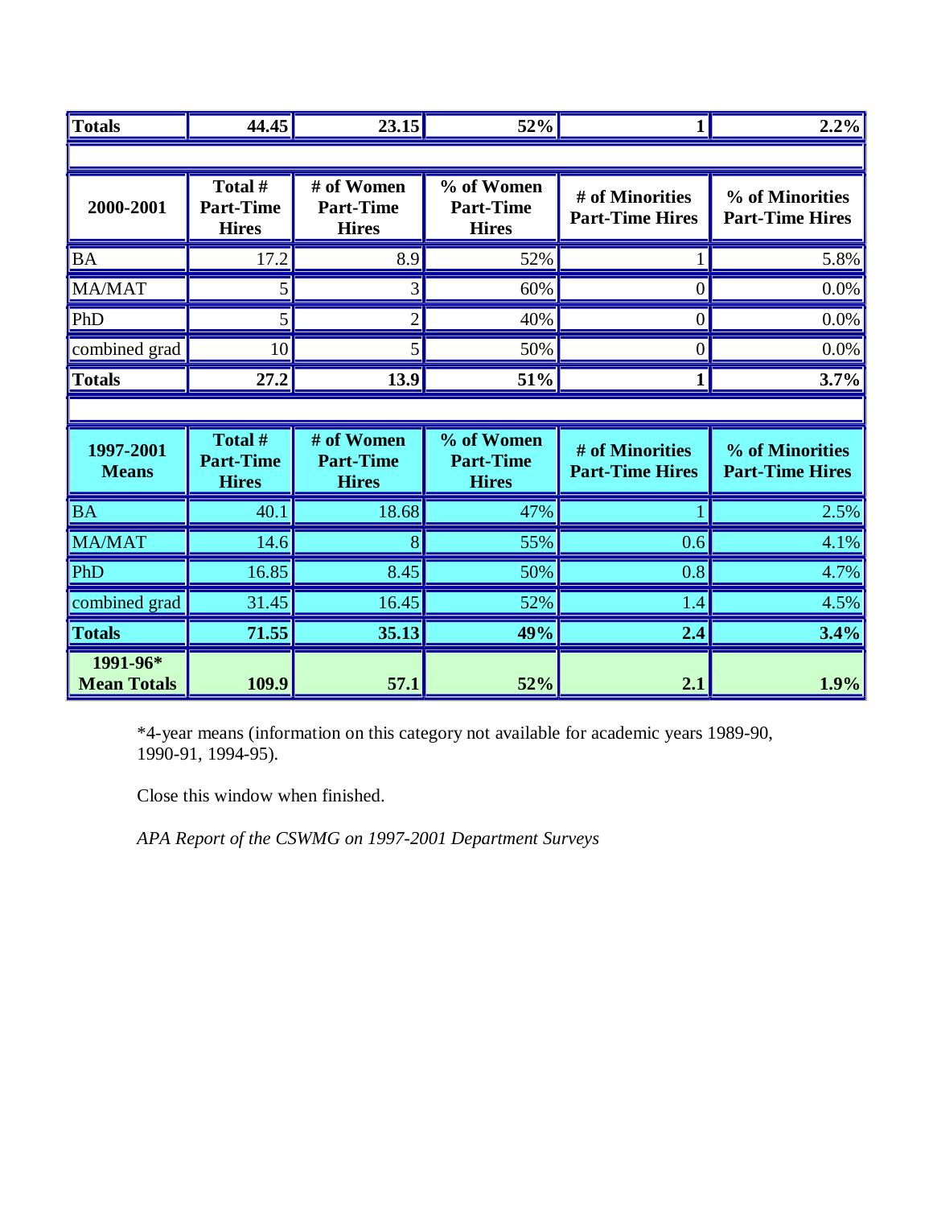| | | | | | |
|---|---|---|---|---|---|
| **Totals** | **44.45** | **23.15** | **52%** | **1** | **2.2%** |
| | | | | | |
| **2000-2001** | **Total # Part-Time Hires** | **# of Women Part-Time Hires** | **% of Women Part-Time Hires** | **# of Minorities Part-Time Hires** | **% of Minorities Part-Time Hires** |
| BA | 17.2 | 8.9 | 52% | 1 | 5.8% |
| MA/MAT | 5 | 3 | 60% | 0 | 0.0% |
| PhD | 5 | 2 | 40% | 0 | 0.0% |
| combined grad | 10 | 5 | 50% | 0 | 0.0% |
| **Totals** | **27.2** | **13.9** | **51%** | **1** | **3.7%** |
| | | | | | |
| **1997-2001 Means** | **Total # Part-Time Hires** | **# of Women Part-Time Hires** | **% of Women Part-Time Hires** | **# of Minorities Part-Time Hires** | **% of Minorities Part-Time Hires** |
| BA | 40.1 | 18.68 | 47% | 1 | 2.5% |
| MA/MAT | 14.6 | 8 | 55% | 0.6 | 4.1% |
| PhD | 16.85 | 8.45 | 50% | 0.8 | 4.7% |
| combined grad | 31.45 | 16.45 | 52% | 1.4 | 4.5% |
| **Totals** | **71.55** | **35.13** | **49%** | **2.4** | **3.4%** |
| **1991-96* Mean Totals** | **109.9** | **57.1** | **52%** | **2.1** | **1.9%** |

*4-year means (information on this category not available for academic years 1989-90, 1990-91, 1994-95).

Close this window when finished.

*APA Report of the CSWMG on 1997-2001 Department Surveys*